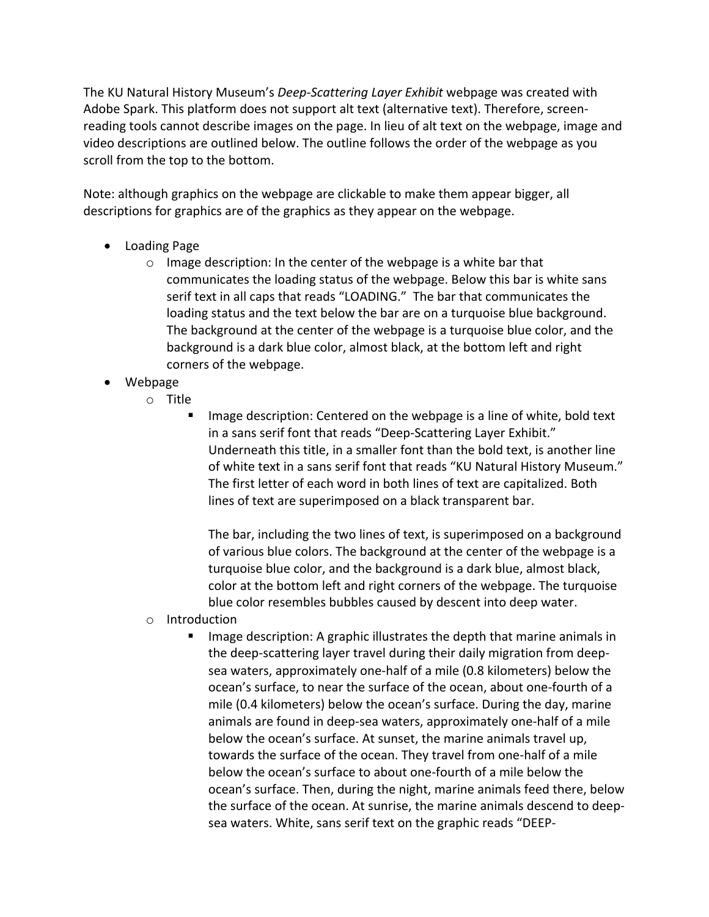The KU Natural History Museum's *Deep-Scattering Layer Exhibit* webpage was created with Adobe Spark. This platform does not support alt text (alternative text). Therefore, screen-reading tools cannot describe images on the page. In lieu of alt text on the webpage, image and video descriptions are outlined below. The outline follows the order of the webpage as you scroll from the top to the bottom.

Note: although graphics on the webpage are clickable to make them appear bigger, all descriptions for graphics are of the graphics as they appear on the webpage.

- Loading Page
  - Image description: In the center of the webpage is a white bar that communicates the loading status of the webpage. Below this bar is white sans serif text in all caps that reads "LOADING." The bar that communicates the loading status and the text below the bar are on a turquoise blue background. The background at the center of the webpage is a turquoise blue color, and the background is a dark blue color, almost black, at the bottom left and right corners of the webpage.
- Webpage
  - Title
    - Image description: Centered on the webpage is a line of white, bold text in a sans serif font that reads "Deep-Scattering Layer Exhibit." Underneath this title, in a smaller font than the bold text, is another line of white text in a sans serif font that reads "KU Natural History Museum." The first letter of each word in both lines of text are capitalized. Both lines of text are superimposed on a black transparent bar.

      The bar, including the two lines of text, is superimposed on a background of various blue colors. The background at the center of the webpage is a turquoise blue color, and the background is a dark blue, almost black, color at the bottom left and right corners of the webpage. The turquoise blue color resembles bubbles caused by descent into deep water.
  - Introduction
    - Image description: A graphic illustrates the depth that marine animals in the deep-scattering layer travel during their daily migration from deep-sea waters, approximately one-half of a mile (0.8 kilometers) below the ocean's surface, to near the surface of the ocean, about one-fourth of a mile (0.4 kilometers) below the ocean's surface. During the day, marine animals are found in deep-sea waters, approximately one-half of a mile below the ocean's surface. At sunset, the marine animals travel up, towards the surface of the ocean. They travel from one-half of a mile below the ocean's surface to about one-fourth of a mile below the ocean's surface. Then, during the night, marine animals feed there, below the surface of the ocean. At sunrise, the marine animals descend to deep-sea waters. White, sans serif text on the graphic reads "DEEP-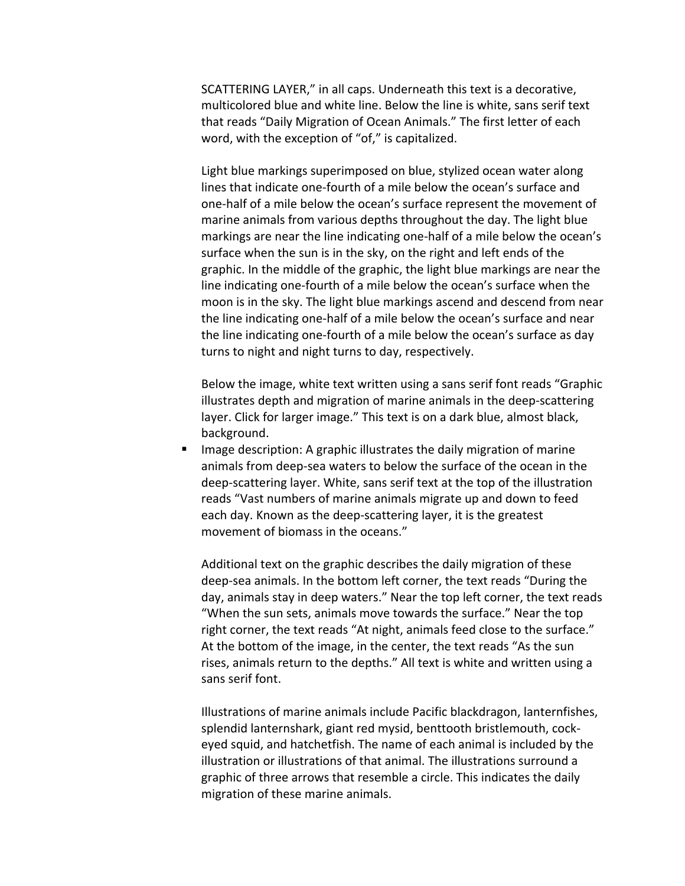SCATTERING LAYER," in all caps. Underneath this text is a decorative, multicolored blue and white line. Below the line is white, sans serif text that reads "Daily Migration of Ocean Animals." The first letter of each word, with the exception of "of," is capitalized.

Light blue markings superimposed on blue, stylized ocean water along lines that indicate one-fourth of a mile below the ocean's surface and one-half of a mile below the ocean's surface represent the movement of marine animals from various depths throughout the day. The light blue markings are near the line indicating one-half of a mile below the ocean's surface when the sun is in the sky, on the right and left ends of the graphic. In the middle of the graphic, the light blue markings are near the line indicating one-fourth of a mile below the ocean's surface when the moon is in the sky. The light blue markings ascend and descend from near the line indicating one-half of a mile below the ocean's surface and near the line indicating one-fourth of a mile below the ocean's surface as day turns to night and night turns to day, respectively.

Below the image, white text written using a sans serif font reads "Graphic illustrates depth and migration of marine animals in the deep-scattering layer. Click for larger image." This text is on a dark blue, almost black, background.

- Image description: A graphic illustrates the daily migration of marine animals from deep-sea waters to below the surface of the ocean in the deep-scattering layer. White, sans serif text at the top of the illustration reads "Vast numbers of marine animals migrate up and down to feed each day. Known as the deep-scattering layer, it is the greatest movement of biomass in the oceans."

  Additional text on the graphic describes the daily migration of these deep-sea animals. In the bottom left corner, the text reads "During the day, animals stay in deep waters." Near the top left corner, the text reads "When the sun sets, animals move towards the surface." Near the top right corner, the text reads "At night, animals feed close to the surface." At the bottom of the image, in the center, the text reads "As the sun rises, animals return to the depths." All text is white and written using a sans serif font.

  Illustrations of marine animals include Pacific blackdragon, lanternfishes, splendid lanternshark, giant red mysid, benttooth bristlemouth, cock-eyed squid, and hatchetfish. The name of each animal is included by the illustration or illustrations of that animal. The illustrations surround a graphic of three arrows that resemble a circle. This indicates the daily migration of these marine animals.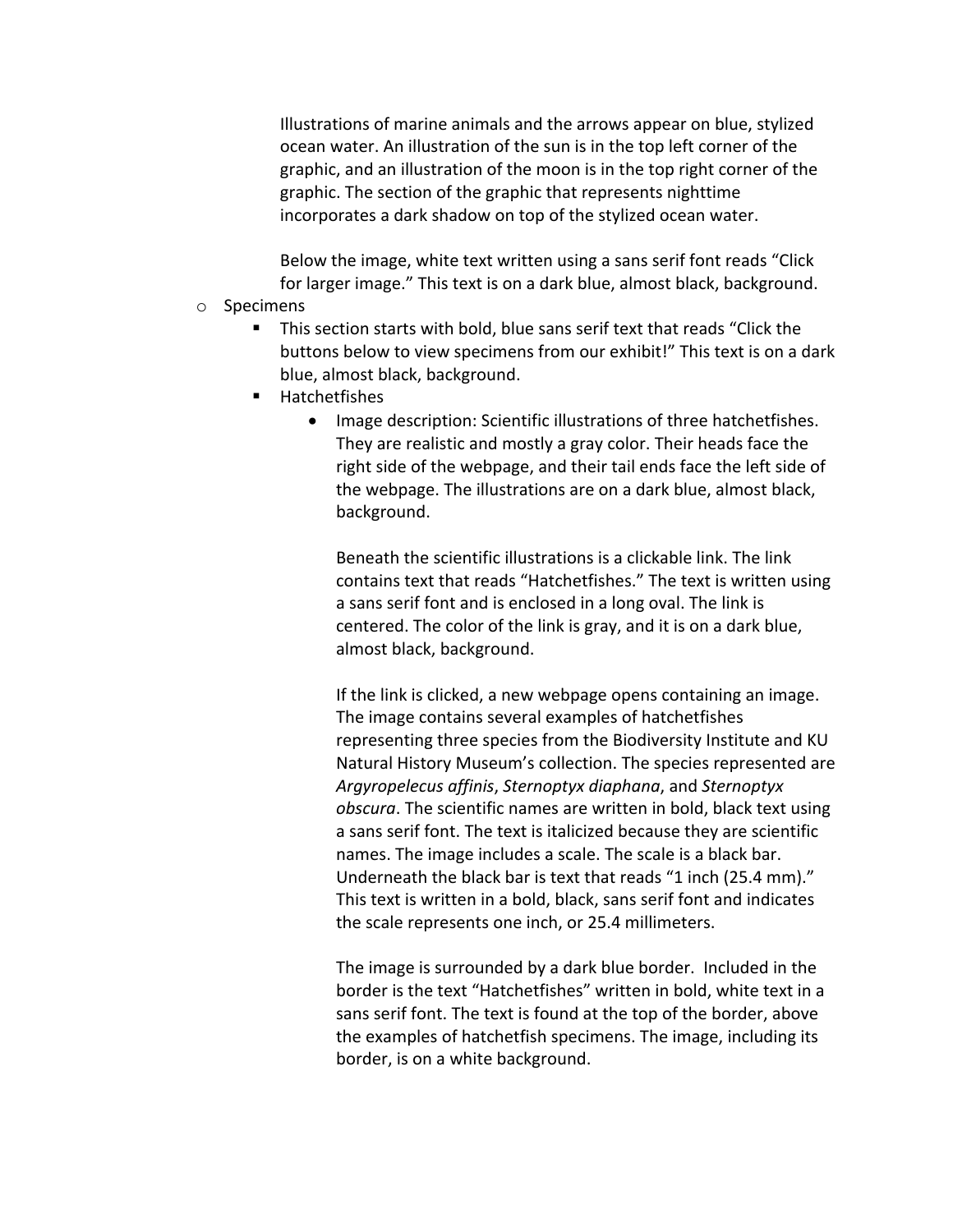Illustrations of marine animals and the arrows appear on blue, stylized ocean water. An illustration of the sun is in the top left corner of the graphic, and an illustration of the moon is in the top right corner of the graphic. The section of the graphic that represents nighttime incorporates a dark shadow on top of the stylized ocean water.

Below the image, white text written using a sans serif font reads "Click for larger image." This text is on a dark blue, almost black, background.

- Specimens
  - This section starts with bold, blue sans serif text that reads "Click the buttons below to view specimens from our exhibit!" This text is on a dark blue, almost black, background.
  - Hatchetfishes
    - Image description: Scientific illustrations of three hatchetfishes. They are realistic and mostly a gray color. Their heads face the right side of the webpage, and their tail ends face the left side of the webpage. The illustrations are on a dark blue, almost black, background.

      Beneath the scientific illustrations is a clickable link. The link contains text that reads "Hatchetfishes." The text is written using a sans serif font and is enclosed in a long oval. The link is centered. The color of the link is gray, and it is on a dark blue, almost black, background.

      If the link is clicked, a new webpage opens containing an image. The image contains several examples of hatchetfishes representing three species from the Biodiversity Institute and KU Natural History Museum's collection. The species represented are *Argyropelecus affinis*, *Sternoptyx diaphana*, and *Sternoptyx obscura*. The scientific names are written in bold, black text using a sans serif font. The text is italicized because they are scientific names. The image includes a scale. The scale is a black bar. Underneath the black bar is text that reads "1 inch (25.4 mm)." This text is written in a bold, black, sans serif font and indicates the scale represents one inch, or 25.4 millimeters.

      The image is surrounded by a dark blue border. Included in the border is the text "Hatchetfishes" written in bold, white text in a sans serif font. The text is found at the top of the border, above the examples of hatchetfish specimens. The image, including its border, is on a white background.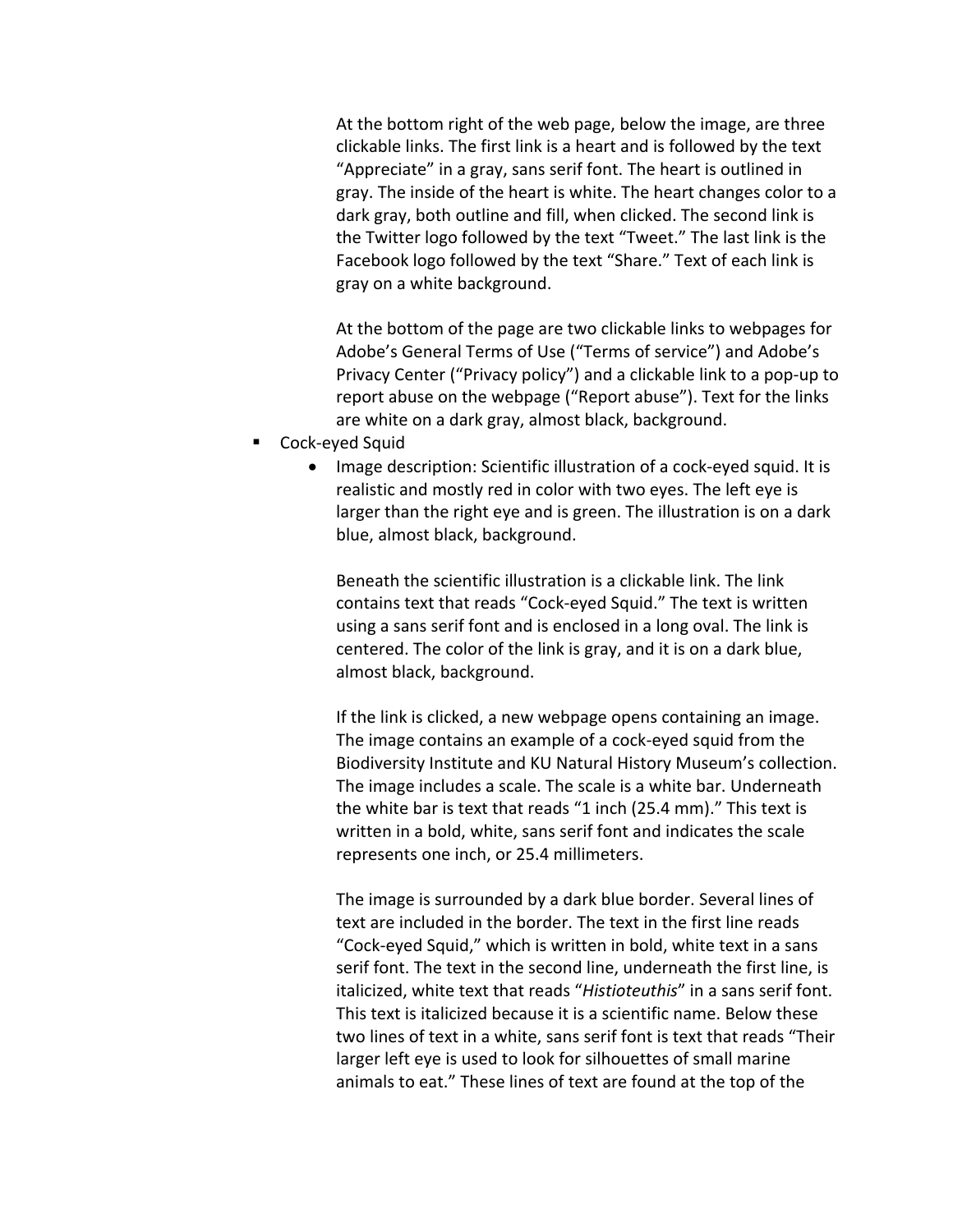At the bottom right of the web page, below the image, are three clickable links. The first link is a heart and is followed by the text "Appreciate" in a gray, sans serif font. The heart is outlined in gray. The inside of the heart is white. The heart changes color to a dark gray, both outline and fill, when clicked. The second link is the Twitter logo followed by the text "Tweet." The last link is the Facebook logo followed by the text "Share." Text of each link is gray on a white background.

At the bottom of the page are two clickable links to webpages for Adobe's General Terms of Use ("Terms of service") and Adobe's Privacy Center ("Privacy policy") and a clickable link to a pop-up to report abuse on the webpage ("Report abuse"). Text for the links are white on a dark gray, almost black, background.

- Cock-eyed Squid
  - Image description: Scientific illustration of a cock-eyed squid. It is realistic and mostly red in color with two eyes. The left eye is larger than the right eye and is green. The illustration is on a dark blue, almost black, background.

    Beneath the scientific illustration is a clickable link. The link contains text that reads "Cock-eyed Squid." The text is written using a sans serif font and is enclosed in a long oval. The link is centered. The color of the link is gray, and it is on a dark blue, almost black, background.

    If the link is clicked, a new webpage opens containing an image. The image contains an example of a cock-eyed squid from the Biodiversity Institute and KU Natural History Museum's collection. The image includes a scale. The scale is a white bar. Underneath the white bar is text that reads "1 inch (25.4 mm)." This text is written in a bold, white, sans serif font and indicates the scale represents one inch, or 25.4 millimeters.

    The image is surrounded by a dark blue border. Several lines of text are included in the border. The text in the first line reads "Cock-eyed Squid," which is written in bold, white text in a sans serif font. The text in the second line, underneath the first line, is italicized, white text that reads "*Histioteuthis*" in a sans serif font. This text is italicized because it is a scientific name. Below these two lines of text in a white, sans serif font is text that reads "Their larger left eye is used to look for silhouettes of small marine animals to eat." These lines of text are found at the top of the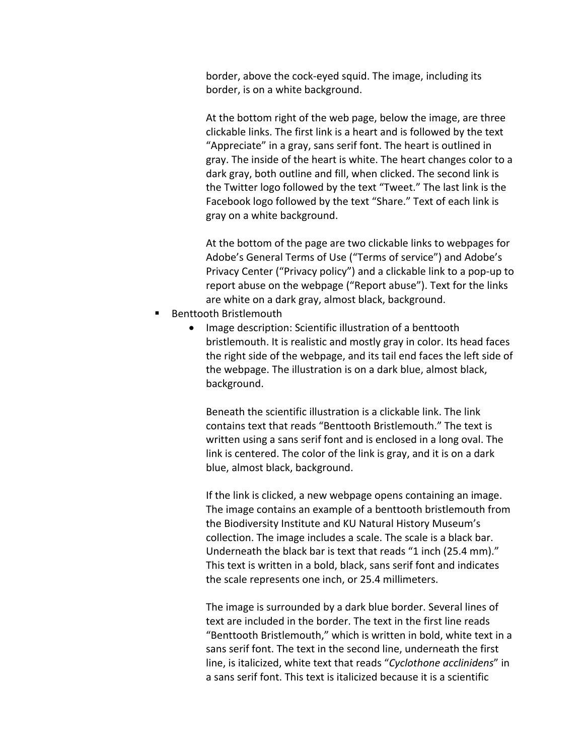border, above the cock-eyed squid. The image, including its border, is on a white background.

At the bottom right of the web page, below the image, are three clickable links. The first link is a heart and is followed by the text "Appreciate" in a gray, sans serif font. The heart is outlined in gray. The inside of the heart is white. The heart changes color to a dark gray, both outline and fill, when clicked. The second link is the Twitter logo followed by the text "Tweet." The last link is the Facebook logo followed by the text "Share." Text of each link is gray on a white background.

At the bottom of the page are two clickable links to webpages for Adobe's General Terms of Use ("Terms of service") and Adobe's Privacy Center ("Privacy policy") and a clickable link to a pop-up to report abuse on the webpage ("Report abuse"). Text for the links are white on a dark gray, almost black, background.

- Benttooth Bristlemouth
    - Image description: Scientific illustration of a benttooth bristlemouth. It is realistic and mostly gray in color. Its head faces the right side of the webpage, and its tail end faces the left side of the webpage. The illustration is on a dark blue, almost black, background.

      Beneath the scientific illustration is a clickable link. The link contains text that reads "Benttooth Bristlemouth." The text is written using a sans serif font and is enclosed in a long oval. The link is centered. The color of the link is gray, and it is on a dark blue, almost black, background.

      If the link is clicked, a new webpage opens containing an image. The image contains an example of a benttooth bristlemouth from the Biodiversity Institute and KU Natural History Museum's collection. The image includes a scale. The scale is a black bar. Underneath the black bar is text that reads "1 inch (25.4 mm)." This text is written in a bold, black, sans serif font and indicates the scale represents one inch, or 25.4 millimeters.

      The image is surrounded by a dark blue border. Several lines of text are included in the border. The text in the first line reads "Benttooth Bristlemouth," which is written in bold, white text in a sans serif font. The text in the second line, underneath the first line, is italicized, white text that reads "*Cyclothone acclinidens*" in a sans serif font. This text is italicized because it is a scientific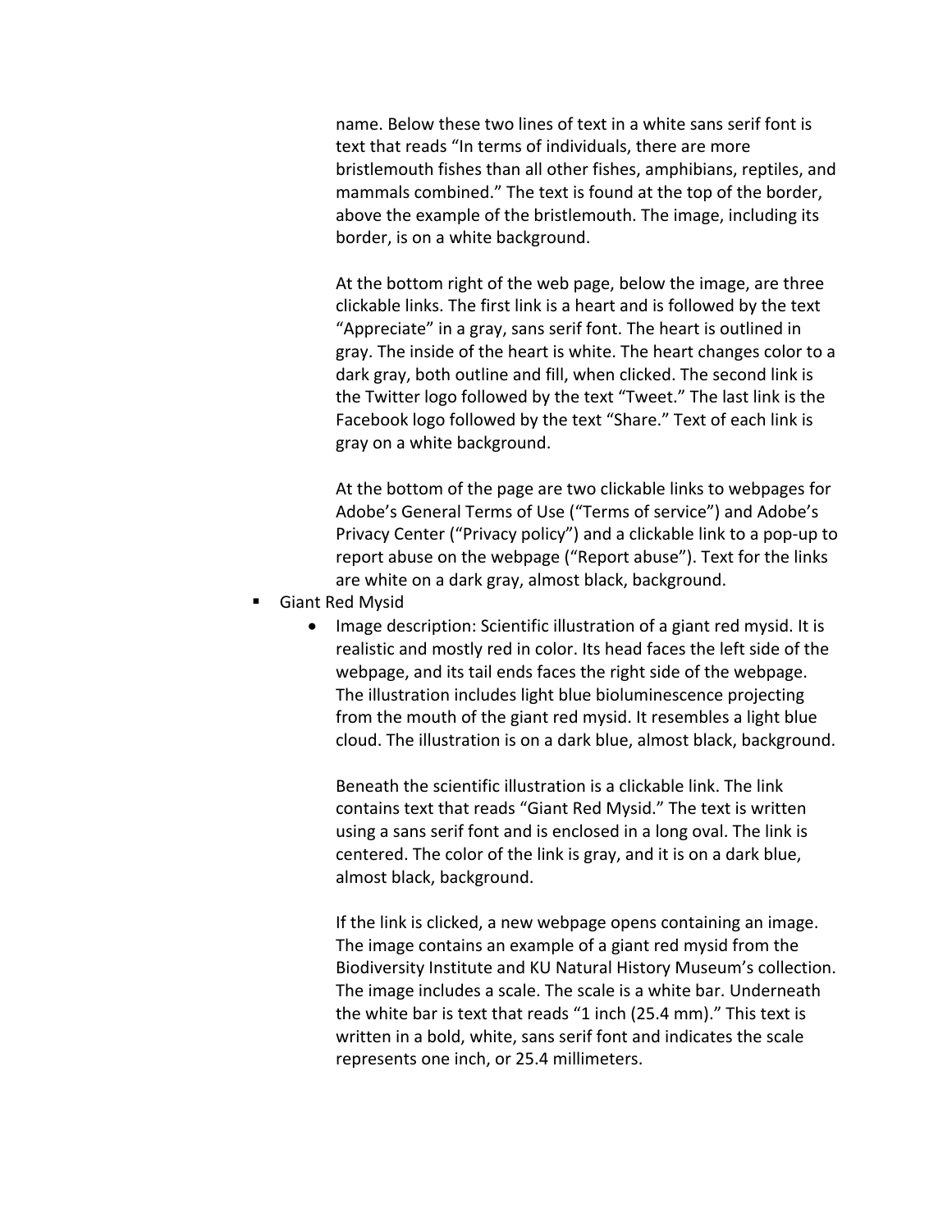name. Below these two lines of text in a white sans serif font is text that reads "In terms of individuals, there are more bristlemouth fishes than all other fishes, amphibians, reptiles, and mammals combined." The text is found at the top of the border, above the example of the bristlemouth. The image, including its border, is on a white background.

At the bottom right of the web page, below the image, are three clickable links. The first link is a heart and is followed by the text "Appreciate" in a gray, sans serif font. The heart is outlined in gray. The inside of the heart is white. The heart changes color to a dark gray, both outline and fill, when clicked. The second link is the Twitter logo followed by the text "Tweet." The last link is the Facebook logo followed by the text "Share." Text of each link is gray on a white background.

At the bottom of the page are two clickable links to webpages for Adobe's General Terms of Use ("Terms of service") and Adobe's Privacy Center ("Privacy policy") and a clickable link to a pop-up to report abuse on the webpage ("Report abuse"). Text for the links are white on a dark gray, almost black, background.

- Giant Red Mysid
  - Image description: Scientific illustration of a giant red mysid. It is realistic and mostly red in color. Its head faces the left side of the webpage, and its tail ends faces the right side of the webpage. The illustration includes light blue bioluminescence projecting from the mouth of the giant red mysid. It resembles a light blue cloud. The illustration is on a dark blue, almost black, background.

    Beneath the scientific illustration is a clickable link. The link contains text that reads "Giant Red Mysid." The text is written using a sans serif font and is enclosed in a long oval. The link is centered. The color of the link is gray, and it is on a dark blue, almost black, background.

    If the link is clicked, a new webpage opens containing an image. The image contains an example of a giant red mysid from the Biodiversity Institute and KU Natural History Museum's collection. The image includes a scale. The scale is a white bar. Underneath the white bar is text that reads "1 inch (25.4 mm)." This text is written in a bold, white, sans serif font and indicates the scale represents one inch, or 25.4 millimeters.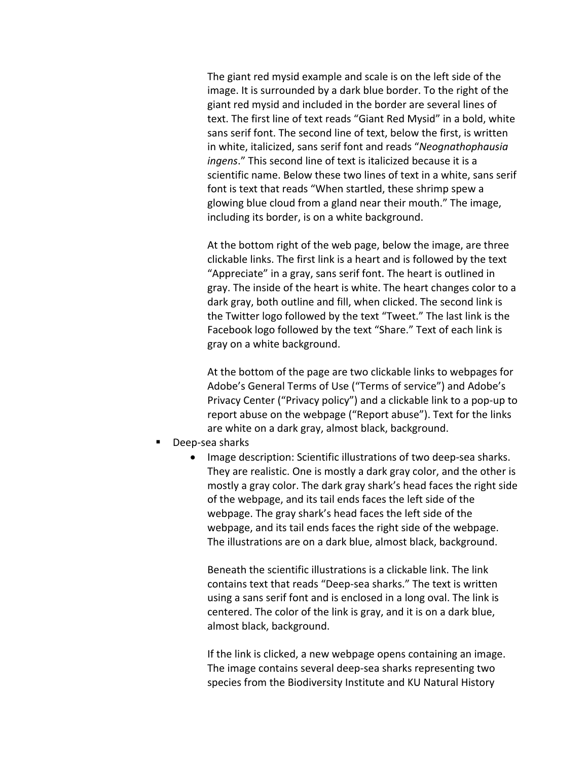The giant red mysid example and scale is on the left side of the image. It is surrounded by a dark blue border. To the right of the giant red mysid and included in the border are several lines of text. The first line of text reads "Giant Red Mysid" in a bold, white sans serif font. The second line of text, below the first, is written in white, italicized, sans serif font and reads "*Neognathophausia ingens*." This second line of text is italicized because it is a scientific name. Below these two lines of text in a white, sans serif font is text that reads "When startled, these shrimp spew a glowing blue cloud from a gland near their mouth." The image, including its border, is on a white background.

At the bottom right of the web page, below the image, are three clickable links. The first link is a heart and is followed by the text "Appreciate" in a gray, sans serif font. The heart is outlined in gray. The inside of the heart is white. The heart changes color to a dark gray, both outline and fill, when clicked. The second link is the Twitter logo followed by the text "Tweet." The last link is the Facebook logo followed by the text "Share." Text of each link is gray on a white background.

At the bottom of the page are two clickable links to webpages for Adobe's General Terms of Use ("Terms of service") and Adobe's Privacy Center ("Privacy policy") and a clickable link to a pop-up to report abuse on the webpage ("Report abuse"). Text for the links are white on a dark gray, almost black, background.

- Deep-sea sharks
  - Image description: Scientific illustrations of two deep-sea sharks. They are realistic. One is mostly a dark gray color, and the other is mostly a gray color. The dark gray shark's head faces the right side of the webpage, and its tail ends faces the left side of the webpage. The gray shark's head faces the left side of the webpage, and its tail ends faces the right side of the webpage. The illustrations are on a dark blue, almost black, background.

    Beneath the scientific illustrations is a clickable link. The link contains text that reads "Deep-sea sharks." The text is written using a sans serif font and is enclosed in a long oval. The link is centered. The color of the link is gray, and it is on a dark blue, almost black, background.

    If the link is clicked, a new webpage opens containing an image. The image contains several deep-sea sharks representing two species from the Biodiversity Institute and KU Natural History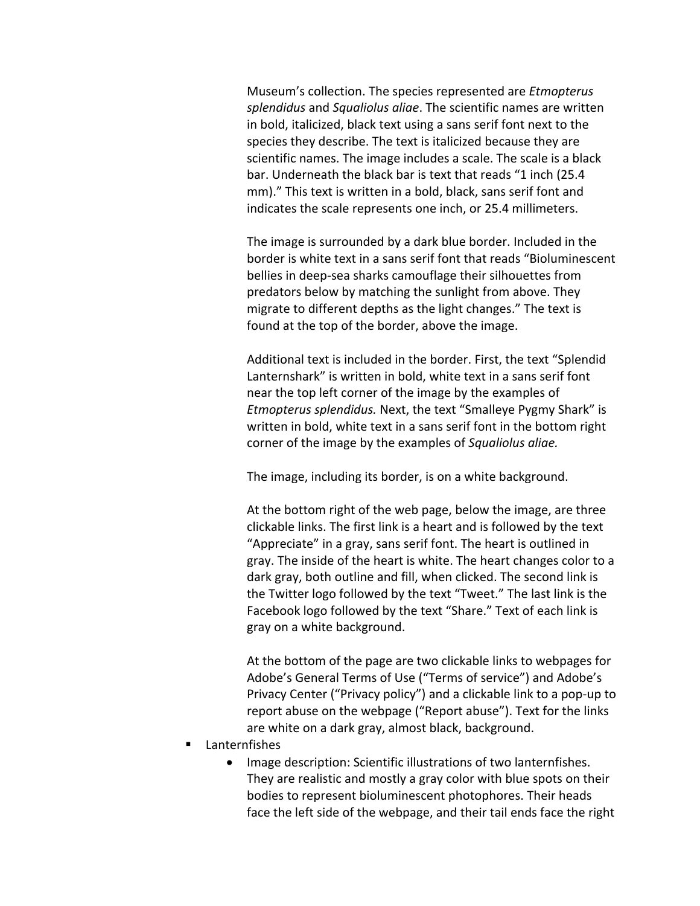Museum's collection. The species represented are *Etmopterus splendidus* and *Squaliolus aliae*. The scientific names are written in bold, italicized, black text using a sans serif font next to the species they describe. The text is italicized because they are scientific names. The image includes a scale. The scale is a black bar. Underneath the black bar is text that reads "1 inch (25.4 mm)." This text is written in a bold, black, sans serif font and indicates the scale represents one inch, or 25.4 millimeters.

The image is surrounded by a dark blue border. Included in the border is white text in a sans serif font that reads "Bioluminescent bellies in deep-sea sharks camouflage their silhouettes from predators below by matching the sunlight from above. They migrate to different depths as the light changes." The text is found at the top of the border, above the image.

Additional text is included in the border. First, the text "Splendid Lanternshark" is written in bold, white text in a sans serif font near the top left corner of the image by the examples of *Etmopterus splendidus.* Next, the text "Smalleye Pygmy Shark" is written in bold, white text in a sans serif font in the bottom right corner of the image by the examples of *Squaliolus aliae.*

The image, including its border, is on a white background.

At the bottom right of the web page, below the image, are three clickable links. The first link is a heart and is followed by the text "Appreciate" in a gray, sans serif font. The heart is outlined in gray. The inside of the heart is white. The heart changes color to a dark gray, both outline and fill, when clicked. The second link is the Twitter logo followed by the text "Tweet." The last link is the Facebook logo followed by the text "Share." Text of each link is gray on a white background.

At the bottom of the page are two clickable links to webpages for Adobe's General Terms of Use ("Terms of service") and Adobe's Privacy Center ("Privacy policy") and a clickable link to a pop-up to report abuse on the webpage ("Report abuse"). Text for the links are white on a dark gray, almost black, background.

- Lanternfishes
  - Image description: Scientific illustrations of two lanternfishes. They are realistic and mostly a gray color with blue spots on their bodies to represent bioluminescent photophores. Their heads face the left side of the webpage, and their tail ends face the right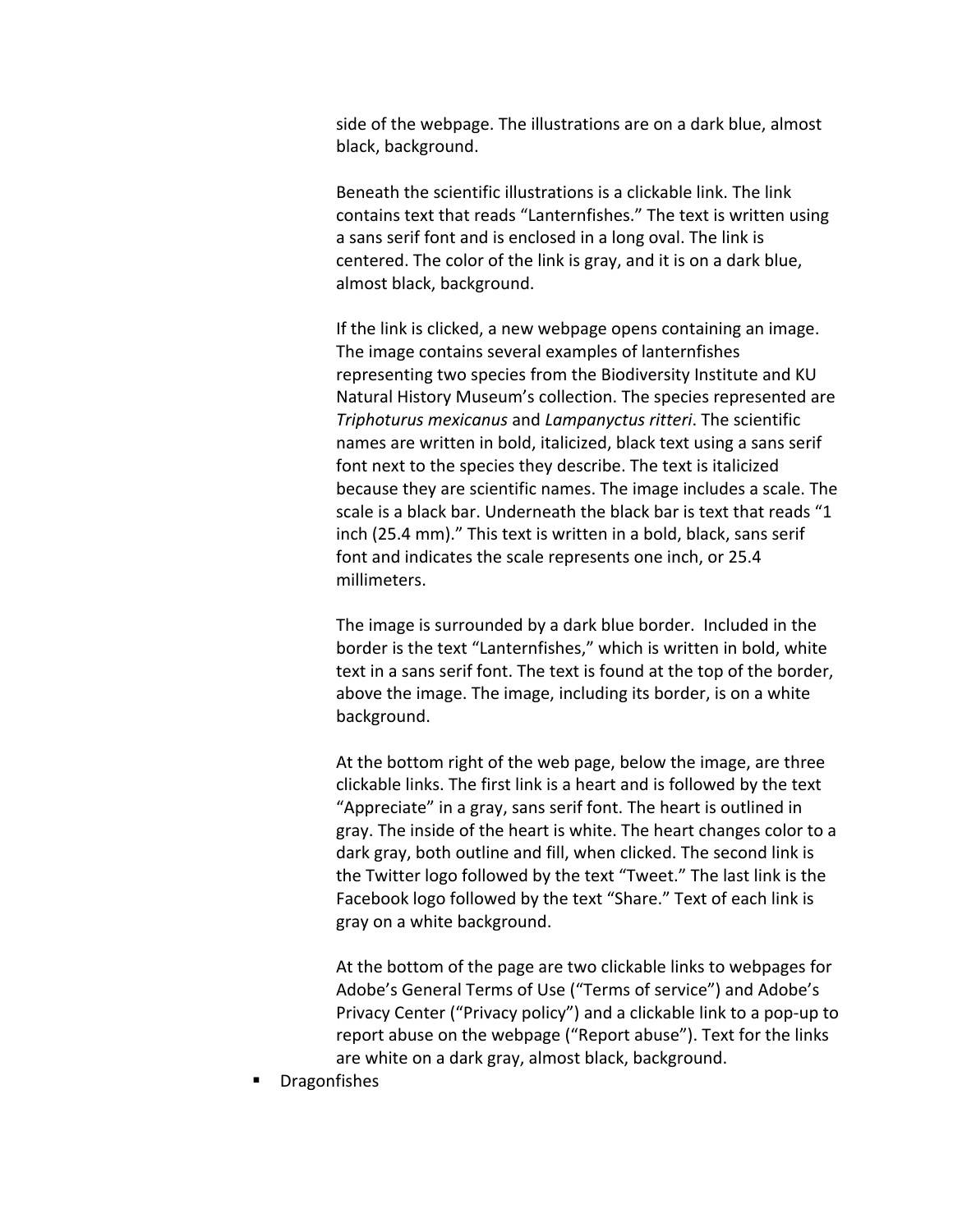side of the webpage. The illustrations are on a dark blue, almost black, background.

Beneath the scientific illustrations is a clickable link. The link contains text that reads "Lanternfishes." The text is written using a sans serif font and is enclosed in a long oval. The link is centered. The color of the link is gray, and it is on a dark blue, almost black, background.

If the link is clicked, a new webpage opens containing an image. The image contains several examples of lanternfishes representing two species from the Biodiversity Institute and KU Natural History Museum's collection. The species represented are *Triphoturus mexicanus* and *Lampanyctus ritteri*. The scientific names are written in bold, italicized, black text using a sans serif font next to the species they describe. The text is italicized because they are scientific names. The image includes a scale. The scale is a black bar. Underneath the black bar is text that reads "1 inch (25.4 mm)." This text is written in a bold, black, sans serif font and indicates the scale represents one inch, or 25.4 millimeters.

The image is surrounded by a dark blue border. Included in the border is the text "Lanternfishes," which is written in bold, white text in a sans serif font. The text is found at the top of the border, above the image. The image, including its border, is on a white background.

At the bottom right of the web page, below the image, are three clickable links. The first link is a heart and is followed by the text "Appreciate" in a gray, sans serif font. The heart is outlined in gray. The inside of the heart is white. The heart changes color to a dark gray, both outline and fill, when clicked. The second link is the Twitter logo followed by the text "Tweet." The last link is the Facebook logo followed by the text "Share." Text of each link is gray on a white background.

At the bottom of the page are two clickable links to webpages for Adobe's General Terms of Use ("Terms of service") and Adobe's Privacy Center ("Privacy policy") and a clickable link to a pop-up to report abuse on the webpage ("Report abuse"). Text for the links are white on a dark gray, almost black, background.

- Dragonfishes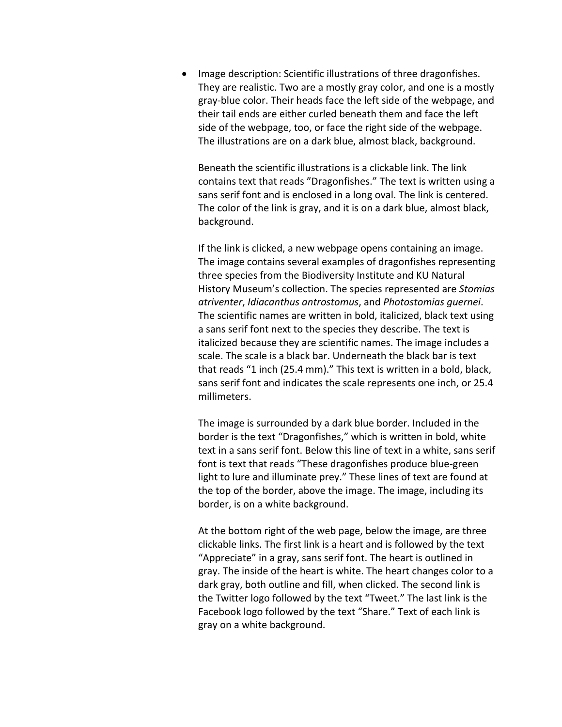- Image description: Scientific illustrations of three dragonfishes. They are realistic. Two are a mostly gray color, and one is a mostly gray-blue color. Their heads face the left side of the webpage, and their tail ends are either curled beneath them and face the left side of the webpage, too, or face the right side of the webpage. The illustrations are on a dark blue, almost black, background.

  Beneath the scientific illustrations is a clickable link. The link contains text that reads "Dragonfishes." The text is written using a sans serif font and is enclosed in a long oval. The link is centered. The color of the link is gray, and it is on a dark blue, almost black, background.

  If the link is clicked, a new webpage opens containing an image. The image contains several examples of dragonfishes representing three species from the Biodiversity Institute and KU Natural History Museum's collection. The species represented are *Stomias atriventer*, *Idiacanthus antrostomus*, and *Photostomias guernei*. The scientific names are written in bold, italicized, black text using a sans serif font next to the species they describe. The text is italicized because they are scientific names. The image includes a scale. The scale is a black bar. Underneath the black bar is text that reads "1 inch (25.4 mm)." This text is written in a bold, black, sans serif font and indicates the scale represents one inch, or 25.4 millimeters.

  The image is surrounded by a dark blue border. Included in the border is the text "Dragonfishes," which is written in bold, white text in a sans serif font. Below this line of text in a white, sans serif font is text that reads "These dragonfishes produce blue-green light to lure and illuminate prey." These lines of text are found at the top of the border, above the image. The image, including its border, is on a white background.

  At the bottom right of the web page, below the image, are three clickable links. The first link is a heart and is followed by the text "Appreciate" in a gray, sans serif font. The heart is outlined in gray. The inside of the heart is white. The heart changes color to a dark gray, both outline and fill, when clicked. The second link is the Twitter logo followed by the text "Tweet." The last link is the Facebook logo followed by the text "Share." Text of each link is gray on a white background.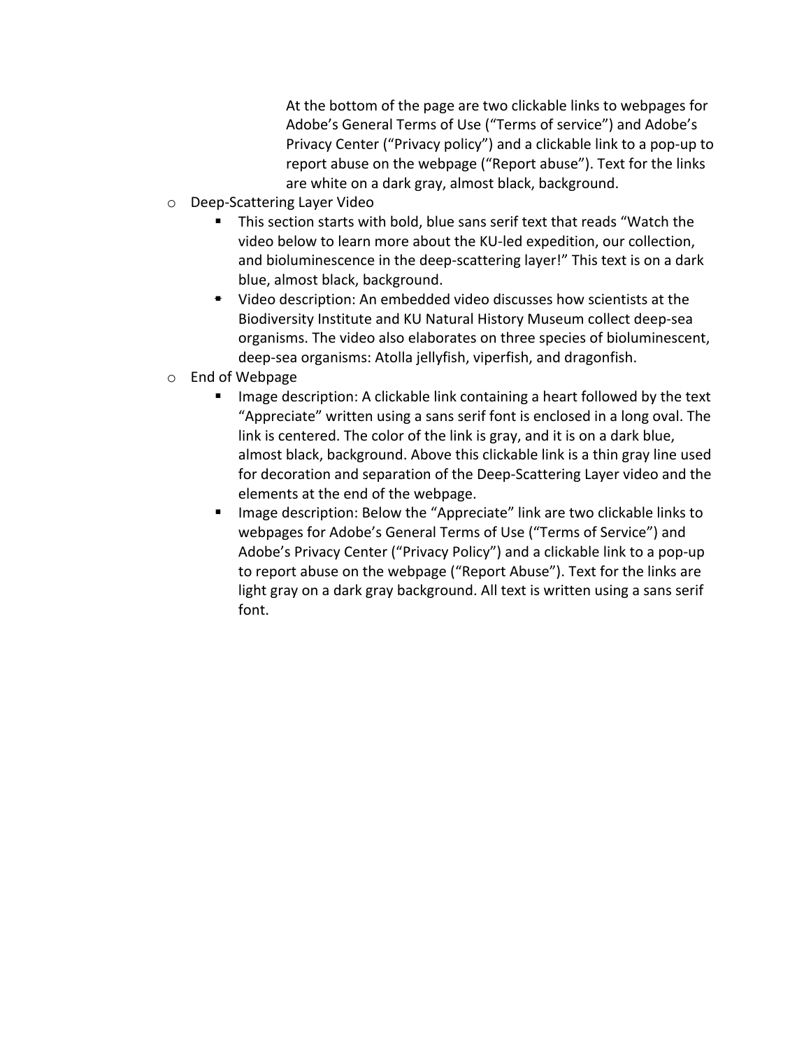At the bottom of the page are two clickable links to webpages for Adobe's General Terms of Use ("Terms of service") and Adobe's Privacy Center ("Privacy policy") and a clickable link to a pop-up to report abuse on the webpage ("Report abuse"). Text for the links are white on a dark gray, almost black, background.

- Deep-Scattering Layer Video
  - This section starts with bold, blue sans serif text that reads "Watch the video below to learn more about the KU-led expedition, our collection, and bioluminescence in the deep-scattering layer!" This text is on a dark blue, almost black, background.
  - Video description: An embedded video discusses how scientists at the Biodiversity Institute and KU Natural History Museum collect deep-sea organisms. The video also elaborates on three species of bioluminescent, deep-sea organisms: Atolla jellyfish, viperfish, and dragonfish.
- End of Webpage
  - Image description: A clickable link containing a heart followed by the text "Appreciate" written using a sans serif font is enclosed in a long oval. The link is centered. The color of the link is gray, and it is on a dark blue, almost black, background. Above this clickable link is a thin gray line used for decoration and separation of the Deep-Scattering Layer video and the elements at the end of the webpage.
  - Image description: Below the "Appreciate" link are two clickable links to webpages for Adobe's General Terms of Use ("Terms of Service") and Adobe's Privacy Center ("Privacy Policy") and a clickable link to a pop-up to report abuse on the webpage ("Report Abuse"). Text for the links are light gray on a dark gray background. All text is written using a sans serif font.